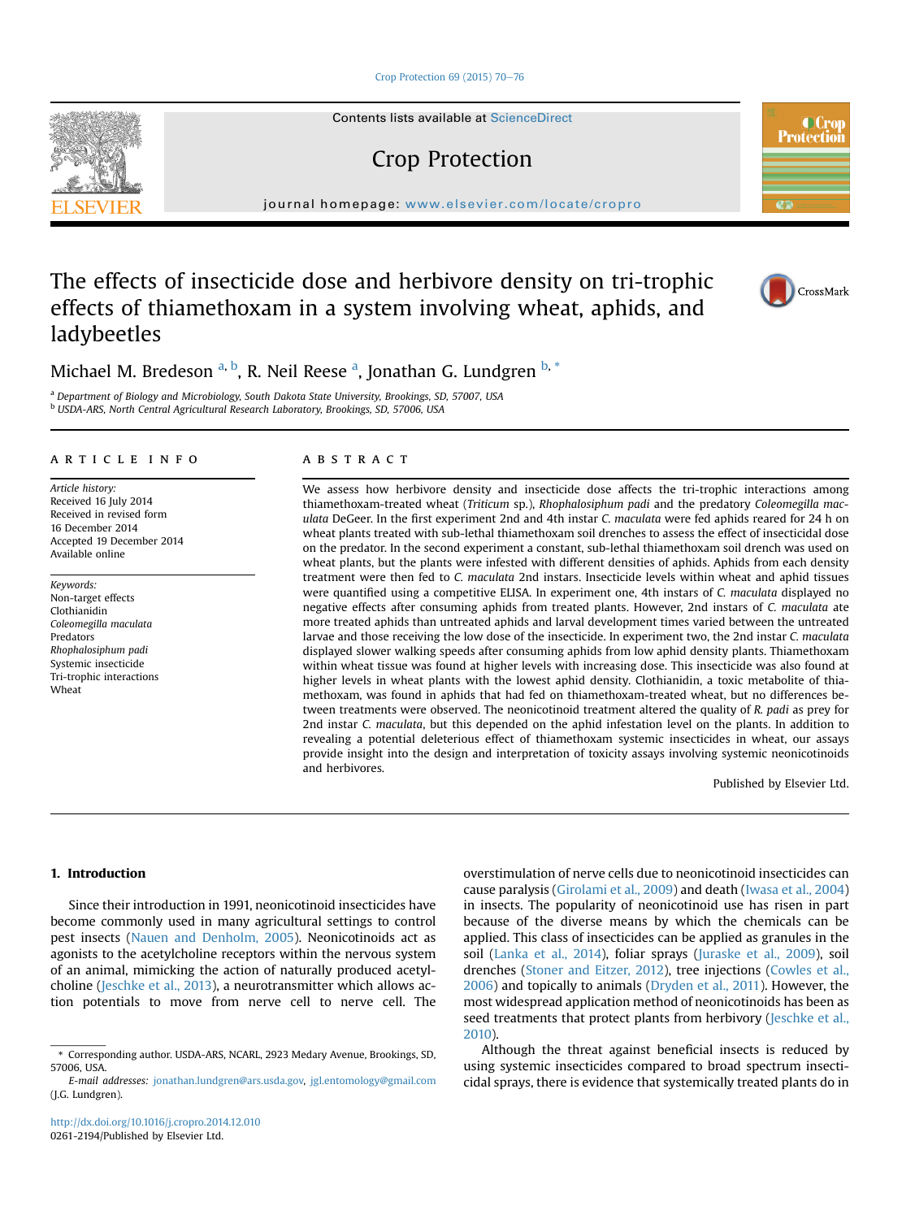# The effects of insecticide dose and herbivore density on tri-trophic effects of thiamethoxam in a system involving wheat, aphids, and ladybeetles

Michael M. Bredeson [a, b], R. Neil Reese [a], Jonathan G. Lundgren [b, *]

[a] Department of Biology and Microbiology, South Dakota State University, Brookings, SD, 57007, USA
[b] USDA-ARS, North Central Agricultural Research Laboratory, Brookings, SD, 57006, USA

## ARTICLE INFO

*Article history:*
Received 16 July 2014
Received in revised form
16 December 2014
Accepted 19 December 2014
Available online

*Keywords:*
Non-target effects
Clothianidin
*Coleomegilla maculata*
Predators
*Rhophalosiphum padi*
Systemic insecticide
Tri-trophic interactions
Wheat

## ABSTRACT

We assess how herbivore density and insecticide dose affects the tri-trophic interactions among thiamethoxam-treated wheat (*Triticum* sp.), *Rhophalosiphum padi* and the predatory *Coleomegilla maculata* DeGeer. In the first experiment 2nd and 4th instar *C. maculata* were fed aphids reared for 24 h on wheat plants treated with sub-lethal thiamethoxam soil drenches to assess the effect of insecticidal dose on the predator. In the second experiment a constant, sub-lethal thiamethoxam soil drench was used on wheat plants, but the plants were infested with different densities of aphids. Aphids from each density treatment were then fed to *C. maculata* 2nd instars. Insecticide levels within wheat and aphid tissues were quantified using a competitive ELISA. In experiment one, 4th instars of *C. maculata* displayed no negative effects after consuming aphids from treated plants. However, 2nd instars of *C. maculata* ate more treated aphids than untreated aphids and larval development times varied between the untreated larvae and those receiving the low dose of the insecticide. In experiment two, the 2nd instar *C. maculata* displayed slower walking speeds after consuming aphids from low aphid density plants. Thiamethoxam within wheat tissue was found at higher levels with increasing dose. This insecticide was also found at higher levels in wheat plants with the lowest aphid density. Clothianidin, a toxic metabolite of thiamethoxam, was found in aphids that had fed on thiamethoxam-treated wheat, but no differences between treatments were observed. The neonicotinoid treatment altered the quality of *R. padi* as prey for 2nd instar *C. maculata*, but this depended on the aphid infestation level on the plants. In addition to revealing a potential deleterious effect of thiamethoxam systemic insecticides in wheat, our assays provide insight into the design and interpretation of toxicity assays involving systemic neonicotinoids and herbivores.

Published by Elsevier Ltd.

## 1. Introduction

Since their introduction in 1991, neonicotinoid insecticides have become commonly used in many agricultural settings to control pest insects (Nauen and Denholm, 2005). Neonicotinoids act as agonists to the acetylcholine receptors within the nervous system of an animal, mimicking the action of naturally produced acetylcholine (Jeschke et al., 2013), a neurotransmitter which allows action potentials to move from nerve cell to nerve cell. The overstimulation of nerve cells due to neonicotinoid insecticides can cause paralysis (Girolami et al., 2009) and death (Iwasa et al., 2004) in insects. The popularity of neonicotinoid use has risen in part because of the diverse means by which the chemicals can be applied. This class of insecticides can be applied as granules in the soil (Lanka et al., 2014), foliar sprays (Juraske et al., 2009), soil drenches (Stoner and Eitzer, 2012), tree injections (Cowles et al., 2006) and topically to animals (Dryden et al., 2011). However, the most widespread application method of neonicotinoids has been as seed treatments that protect plants from herbivory (Jeschke et al., 2010).

Although the threat against beneficial insects is reduced by using systemic insecticides compared to broad spectrum insecticidal sprays, there is evidence that systemically treated plants do in

---

\* Corresponding author. USDA-ARS, NCARL, 2923 Medary Avenue, Brookings, SD, 57006, USA.
*E-mail addresses:* jonathan.lundgren@ars.usda.gov, jgl.entomology@gmail.com (J.G. Lundgren).

http://dx.doi.org/10.1016/j.cropro.2014.12.010
0261-2194/Published by Elsevier Ltd.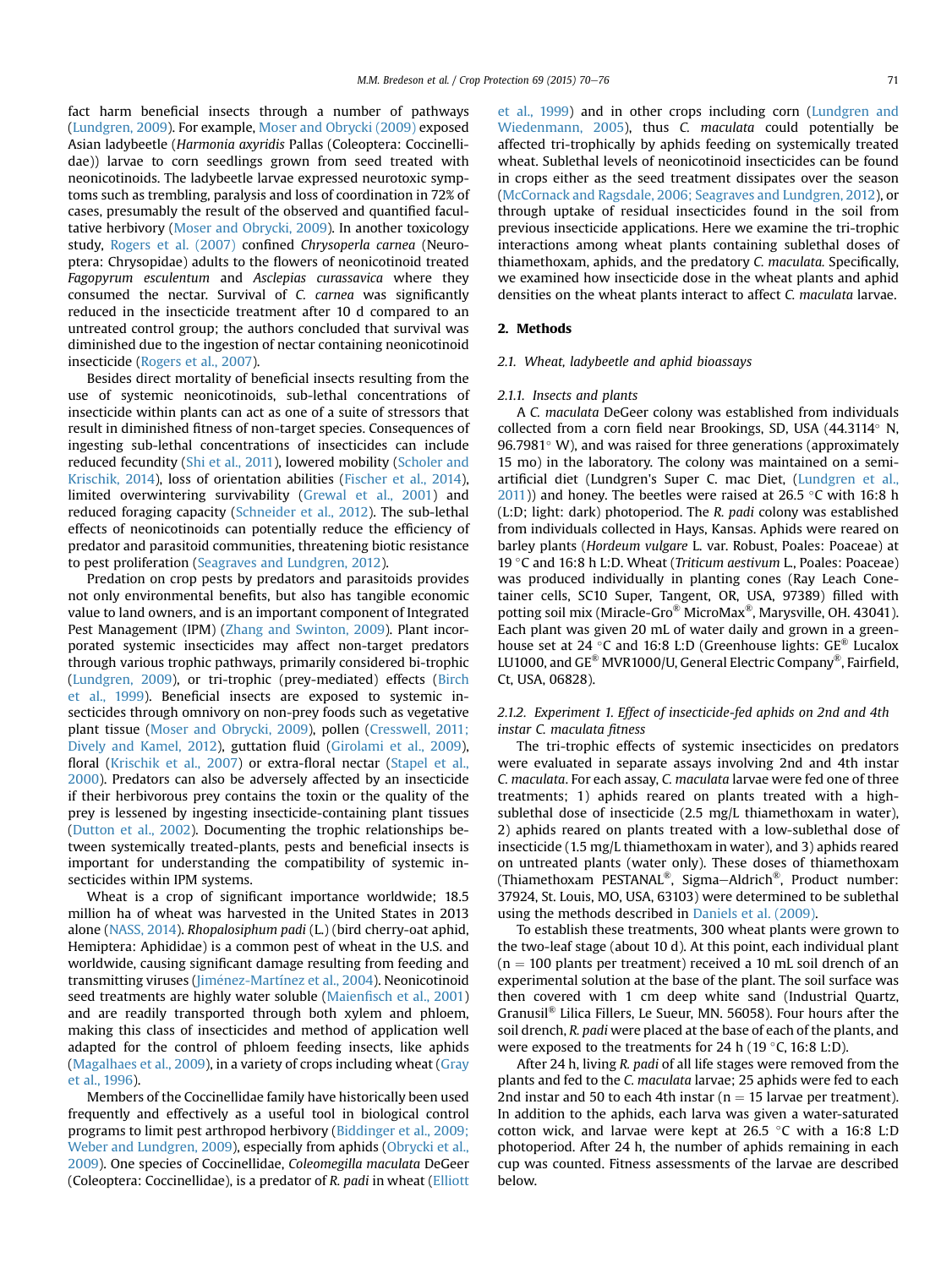fact harm beneficial insects through a number of pathways (Lundgren, 2009). For example, Moser and Obrycki (2009) exposed Asian ladybeetle (*Harmonia axyridis* Pallas (Coleoptera: Coccinellidae)) larvae to corn seedlings grown from seed treated with neonicotinoids. The ladybeetle larvae expressed neurotoxic symptoms such as trembling, paralysis and loss of coordination in 72% of cases, presumably the result of the observed and quantified facultative herbivory (Moser and Obrycki, 2009). In another toxicology study, Rogers et al. (2007) confined *Chrysoperla carnea* (Neuroptera: Chrysopidae) adults to the flowers of neonicotinoid treated *Fagopyrum esculentum* and *Asclepias curassavica* where they consumed the nectar. Survival of *C. carnea* was significantly reduced in the insecticide treatment after 10 d compared to an untreated control group; the authors concluded that survival was diminished due to the ingestion of nectar containing neonicotinoid insecticide (Rogers et al., 2007).

Besides direct mortality of beneficial insects resulting from the use of systemic neonicotinoids, sub-lethal concentrations of insecticide within plants can act as one of a suite of stressors that result in diminished fitness of non-target species. Consequences of ingesting sub-lethal concentrations of insecticides can include reduced fecundity (Shi et al., 2011), lowered mobility (Scholer and Krischik, 2014), loss of orientation abilities (Fischer et al., 2014), limited overwintering survivability (Grewal et al., 2001) and reduced foraging capacity (Schneider et al., 2012). The sub-lethal effects of neonicotinoids can potentially reduce the efficiency of predator and parasitoid communities, threatening biotic resistance to pest proliferation (Seagraves and Lundgren, 2012).

Predation on crop pests by predators and parasitoids provides not only environmental benefits, but also has tangible economic value to land owners, and is an important component of Integrated Pest Management (IPM) (Zhang and Swinton, 2009). Plant incorporated systemic insecticides may affect non-target predators through various trophic pathways, primarily considered bi-trophic (Lundgren, 2009), or tri-trophic (prey-mediated) effects (Birch et al., 1999). Beneficial insects are exposed to systemic insecticides through omnivory on non-prey foods such as vegetative plant tissue (Moser and Obrycki, 2009), pollen (Cresswell, 2011; Dively and Kamel, 2012), guttation fluid (Girolami et al., 2009), floral (Krischik et al., 2007) or extra-floral nectar (Stapel et al., 2000). Predators can also be adversely affected by an insecticide if their herbivorous prey contains the toxin or the quality of the prey is lessened by ingesting insecticide-containing plant tissues (Dutton et al., 2002). Documenting the trophic relationships between systemically treated-plants, pests and beneficial insects is important for understanding the compatibility of systemic insecticides within IPM systems.

Wheat is a crop of significant importance worldwide; 18.5 million ha of wheat was harvested in the United States in 2013 alone (NASS, 2014). *Rhopalosiphum padi* (L.) (bird cherry-oat aphid, Hemiptera: Aphididae) is a common pest of wheat in the U.S. and worldwide, causing significant damage resulting from feeding and transmitting viruses (Jiménez-Martínez et al., 2004). Neonicotinoid seed treatments are highly water soluble (Maienfisch et al., 2001) and are readily transported through both xylem and phloem, making this class of insecticides and method of application well adapted for the control of phloem feeding insects, like aphids (Magalhaes et al., 2009), in a variety of crops including wheat (Gray et al., 1996).

Members of the Coccinellidae family have historically been used frequently and effectively as a useful tool in biological control programs to limit pest arthropod herbivory (Biddinger et al., 2009; Weber and Lundgren, 2009), especially from aphids (Obrycki et al., 2009). One species of Coccinellidae, *Coleomegilla maculata* DeGeer (Coleoptera: Coccinellidae), is a predator of *R. padi* in wheat (Elliott et al., 1999) and in other crops including corn (Lundgren and Wiedenmann, 2005), thus *C. maculata* could potentially be affected tri-trophically by aphids feeding on systemically treated wheat. Sublethal levels of neonicotinoid insecticides can be found in crops either as the seed treatment dissipates over the season (McCornack and Ragsdale, 2006; Seagraves and Lundgren, 2012), or through uptake of residual insecticides found in the soil from previous insecticide applications. Here we examine the tri-trophic interactions among wheat plants containing sublethal doses of thiamethoxam, aphids, and the predatory *C. maculata*. Specifically, we examined how insecticide dose in the wheat plants and aphid densities on the wheat plants interact to affect *C. maculata* larvae.

## 2. Methods

### 2.1. Wheat, ladybeetle and aphid bioassays

#### 2.1.1. Insects and plants

A *C. maculata* DeGeer colony was established from individuals collected from a corn field near Brookings, SD, USA (44.3114° N, 96.7981° W), and was raised for three generations (approximately 15 mo) in the laboratory. The colony was maintained on a semi-artificial diet (Lundgren's Super C. mac Diet, (Lundgren et al., 2011)) and honey. The beetles were raised at 26.5 °C with 16:8 h (L:D; light: dark) photoperiod. The *R. padi* colony was established from individuals collected in Hays, Kansas. Aphids were reared on barley plants (*Hordeum vulgare* L. var. Robust, Poales: Poaceae) at 19 °C and 16:8 h L:D. Wheat (*Triticum aestivum* L., Poales: Poaceae) was produced individually in planting cones (Ray Leach Cone-tainer cells, SC10 Super, Tangent, OR, USA, 97389) filled with potting soil mix (Miracle-Gro® MicroMax®, Marysville, OH. 43041). Each plant was given 20 mL of water daily and grown in a greenhouse set at 24 °C and 16:8 L:D (Greenhouse lights: GE® Lucalox LU1000, and GE® MVR1000/U, General Electric Company®, Fairfield, Ct, USA, 06828).

#### 2.1.2. Experiment 1. Effect of insecticide-fed aphids on 2nd and 4th instar C. maculata fitness

The tri-trophic effects of systemic insecticides on predators were evaluated in separate assays involving 2nd and 4th instar *C. maculata*. For each assay, *C. maculata* larvae were fed one of three treatments; 1) aphids reared on plants treated with a high-sublethal dose of insecticide (2.5 mg/L thiamethoxam in water), 2) aphids reared on plants treated with a low-sublethal dose of insecticide (1.5 mg/L thiamethoxam in water), and 3) aphids reared on untreated plants (water only). These doses of thiamethoxam (Thiamethoxam PESTANAL®, Sigma–Aldrich®, Product number: 37924, St. Louis, MO, USA, 63103) were determined to be sublethal using the methods described in Daniels et al. (2009).

To establish these treatments, 300 wheat plants were grown to the two-leaf stage (about 10 d). At this point, each individual plant ($n = 100$ plants per treatment) received a 10 mL soil drench of an experimental solution at the base of the plant. The soil surface was then covered with 1 cm deep white sand (Industrial Quartz, Granusil® Lilica Fillers, Le Sueur, MN. 56058). Four hours after the soil drench, *R. padi* were placed at the base of each of the plants, and were exposed to the treatments for 24 h (19 °C, 16:8 L:D).

After 24 h, living *R. padi* of all life stages were removed from the plants and fed to the *C. maculata* larvae; 25 aphids were fed to each 2nd instar and 50 to each 4th instar ($n = 15$ larvae per treatment). In addition to the aphids, each larva was given a water-saturated cotton wick, and larvae were kept at 26.5 °C with a 16:8 L:D photoperiod. After 24 h, the number of aphids remaining in each cup was counted. Fitness assessments of the larvae are described below.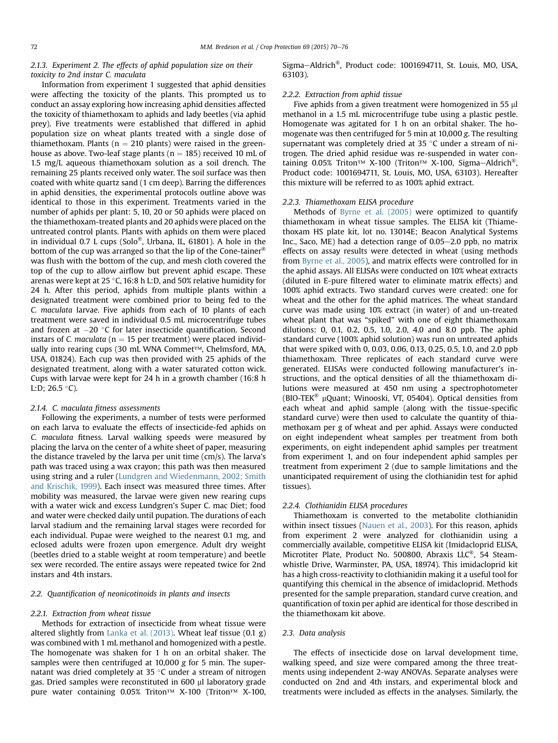### 2.1.3. Experiment 2. The effects of aphid population size on their toxicity to 2nd instar *C. maculata*

Information from experiment 1 suggested that aphid densities were affecting the toxicity of the plants. This prompted us to conduct an assay exploring how increasing aphid densities affected the toxicity of thiamethoxam to aphids and lady beetles (via aphid prey). Five treatments were established that differed in aphid population size on wheat plants treated with a single dose of thiamethoxam. Plants ($n = 210$ plants) were raised in the greenhouse as above. Two-leaf stage plants ($n = 185$) received 10 mL of 1.5 mg/L aqueous thiamethoxam solution as a soil drench. The remaining 25 plants received only water. The soil surface was then coated with white quartz sand (1 cm deep). Barring the differences in aphid densities, the experimental protocols outline above was identical to those in this experiment. Treatments varied in the number of aphids per plant: 5, 10, 20 or 50 aphids were placed on the thiamethoxam-treated plants and 20 aphids were placed on the untreated control plants. Plants with aphids on them were placed in individual 0.7 L cups (Solo®, Urbana, IL, 61801). A hole in the bottom of the cup was arranged so that the lip of the Cone-tainer® was flush with the bottom of the cup, and mesh cloth covered the top of the cup to allow airflow but prevent aphid escape. These arenas were kept at 25 °C, 16:8 h L:D, and 50% relative humidity for 24 h. After this period, aphids from multiple plants within a designated treatment were combined prior to being fed to the *C. maculata* larvae. Five aphids from each of 10 plants of each treatment were saved in individual 0.5 mL microcentrifuge tubes and frozen at −20 °C for later insecticide quantification. Second instars of *C. maculata* ($n = 15$ per treatment) were placed individually into rearing cups (30 mL WNA Commet™, Chelmsford, MA, USA, 01824). Each cup was then provided with 25 aphids of the designated treatment, along with a water saturated cotton wick. Cups with larvae were kept for 24 h in a growth chamber (16:8 h L:D; 26.5 °C).

### 2.1.4. *C. maculata* fitness assessments

Following the experiments, a number of tests were performed on each larva to evaluate the effects of insecticide-fed aphids on *C. maculata* fitness. Larval walking speeds were measured by placing the larva on the center of a white sheet of paper, measuring the distance traveled by the larva per unit time (cm/s). The larva's path was traced using a wax crayon; this path was then measured using string and a ruler (Lundgren and Wiedenmann, 2002; Smith and Krischik, 1999). Each insect was measured three times. After mobility was measured, the larvae were given new rearing cups with a water wick and excess Lundgren's Super C. mac Diet; food and water were checked daily until pupation. The durations of each larval stadium and the remaining larval stages were recorded for each individual. Pupae were weighed to the nearest 0.1 mg, and eclosed adults were frozen upon emergence. Adult dry weight (beetles dried to a stable weight at room temperature) and beetle sex were recorded. The entire assays were repeated twice for 2nd instars and 4th instars.

## 2.2. Quantification of neonicotinoids in plants and insects

### 2.2.1. Extraction from wheat tissue

Methods for extraction of insecticide from wheat tissue were altered slightly from Lanka et al. (2013). Wheat leaf tissue (0.1 g) was combined with 1 mL methanol and homogenized with a pestle. The homogenate was shaken for 1 h on an orbital shaker. The samples were then centrifuged at 10,000 *g* for 5 min. The supernatant was dried completely at 35 °C under a stream of nitrogen gas. Dried samples were reconstituted in 600 μl laboratory grade pure water containing 0.05% Triton™ X-100 (Triton™ X-100, Sigma–Aldrich®, Product code: 1001694711, St. Louis, MO, USA, 63103).

### 2.2.2. Extraction from aphid tissue

Five aphids from a given treatment were homogenized in 55 μl methanol in a 1.5 mL microcentrifuge tube using a plastic pestle. Homogenate was agitated for 1 h on an orbital shaker. The homogenate was then centrifuged for 5 min at 10,000 *g*. The resulting supernatant was completely dried at 35 °C under a stream of nitrogen. The dried aphid residue was re-suspended in water containing 0.05% Triton™ X-100 (Triton™ X-100, Sigma–Aldrich®, Product code: 1001694711, St. Louis, MO, USA, 63103). Hereafter this mixture will be referred to as 100% aphid extract.

### 2.2.3. Thiamethoxam ELISA procedure

Methods of Byrne et al. (2005) were optimized to quantify thiamethoxam in wheat tissue samples. The ELISA kit (Thiamethoxam HS plate kit, lot no. 13014E; Beacon Analytical Systems Inc., Saco, ME) had a detection range of 0.05–2.0 ppb, no matrix effects on assay results were detected in wheat (using methods from Byrne et al., 2005), and matrix effects were controlled for in the aphid assays. All ELISAs were conducted on 10% wheat extracts (diluted in E-pure filtered water to eliminate matrix effects) and 100% aphid extracts. Two standard curves were created: one for wheat and the other for the aphid matrices. The wheat standard curve was made using 10% extract (in water) of and un-treated wheat plant that was "spiked" with one of eight thiamethoxam dilutions: 0, 0.1, 0.2, 0.5, 1.0, 2.0, 4.0 and 8.0 ppb. The aphid standard curve (100% aphid solution) was run on untreated aphids that were spiked with 0, 0.03, 0.06, 0.13, 0.25, 0.5, 1.0, and 2.0 ppb thiamethoxam. Three replicates of each standard curve were generated. ELISAs were conducted following manufacturer's instructions, and the optical densities of all the thiamethoxam dilutions were measured at 450 nm using a spectrophotometer (BIO-TEK® μQuant; Winooski, VT, 05404). Optical densities from each wheat and aphid sample (along with the tissue-specific standard curve) were then used to calculate the quantity of thiamethoxam per g of wheat and per aphid. Assays were conducted on eight independent wheat samples per treatment from both experiments, on eight independent aphid samples per treatment from experiment 1, and on four independent aphid samples per treatment from experiment 2 (due to sample limitations and the unanticipated requirement of using the clothianidin test for aphid tissues).

### 2.2.4. Clothianidin ELISA procedures

Thiamethoxam is converted to the metabolite clothianidin within insect tissues (Nauen et al., 2003). For this reason, aphids from experiment 2 were analyzed for clothianidin using a commercially available, competitive ELISA kit (Imidacloprid ELISA, Microtiter Plate, Product No. 500800, Abraxis LLC®, 54 Steamwhistle Drive, Warminster, PA, USA, 18974). This imidacloprid kit has a high cross-reactivity to clothianidin making it a useful tool for quantifying this chemical in the absence of imidacloprid. Methods presented for the sample preparation, standard curve creation, and quantification of toxin per aphid are identical for those described in the thiamethoxam kit above.

## 2.3. Data analysis

The effects of insecticide dose on larval development time, walking speed, and size were compared among the three treatments using independent 2-way ANOVAs. Separate analyses were conducted on 2nd and 4th instars, and experimental block and treatments were included as effects in the analyses. Similarly, the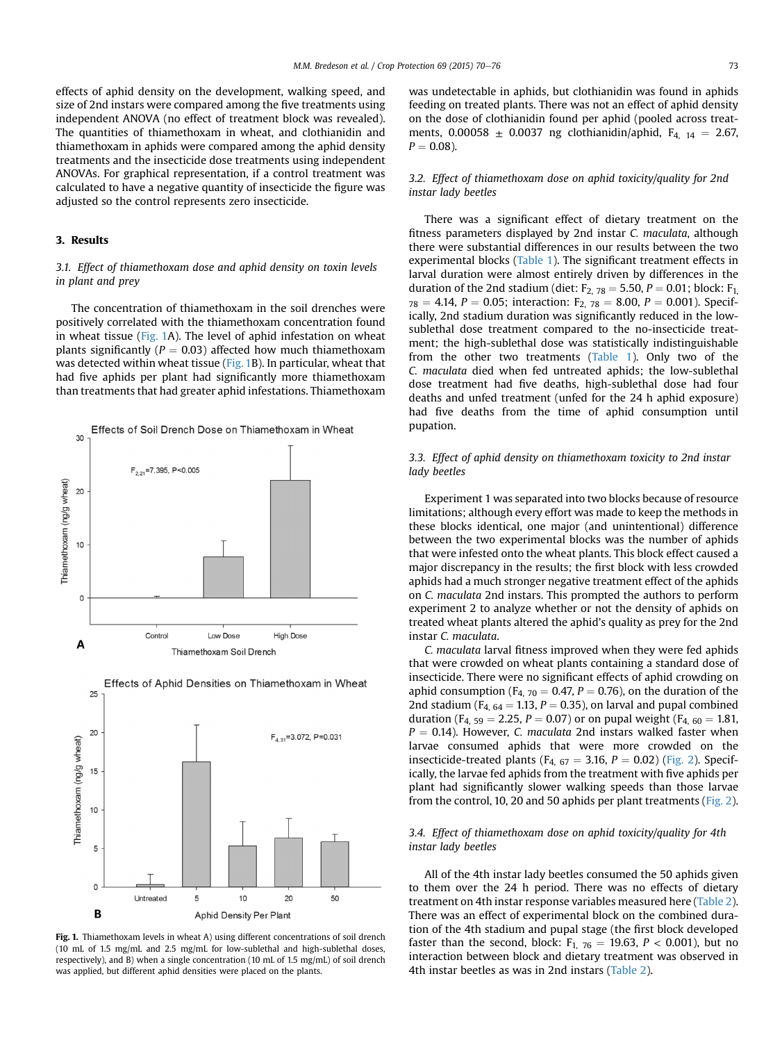effects of aphid density on the development, walking speed, and size of 2nd instars were compared among the five treatments using independent ANOVA (no effect of treatment block was revealed). The quantities of thiamethoxam in wheat, and clothianidin and thiamethoxam in aphids were compared among the aphid density treatments and the insecticide dose treatments using independent ANOVAs. For graphical representation, if a control treatment was calculated to have a negative quantity of insecticide the figure was adjusted so the control represents zero insecticide.

## 3. Results

### 3.1. Effect of thiamethoxam dose and aphid density on toxin levels in plant and prey

The concentration of thiamethoxam in the soil drenches were positively correlated with the thiamethoxam concentration found in wheat tissue (Fig. 1A). The level of aphid infestation on wheat plants significantly ($P = 0.03$) affected how much thiamethoxam was detected within wheat tissue (Fig. 1B). In particular, wheat that had five aphids per plant had significantly more thiamethoxam than treatments that had greater aphid infestations. Thiamethoxam was undetectable in aphids, but clothianidin was found in aphids feeding on treated plants. There was not an effect of aphid density on the dose of clothianidin found per aphid (pooled across treatments, 0.00058 ± 0.0037 ng clothianidin/aphid, $F_{4,\ 14} = 2.67$, $P = 0.08$).

**Fig. 1.** Thiamethoxam levels in wheat A) using different concentrations of soil drench (10 mL of 1.5 mg/mL and 2.5 mg/mL for low-sublethal and high-sublethal doses, respectively), and B) when a single concentration (10 mL of 1.5 mg/mL) of soil drench was applied, but different aphid densities were placed on the plants.

### 3.2. Effect of thiamethoxam dose on aphid toxicity/quality for 2nd instar lady beetles

There was a significant effect of dietary treatment on the fitness parameters displayed by 2nd instar *C. maculata*, although there were substantial differences in our results between the two experimental blocks (Table 1). The significant treatment effects in larval duration were almost entirely driven by differences in the duration of the 2nd stadium (diet: $F_{2,\ 78} = 5.50$, $P = 0.01$; block: $F_{1,\ 78} = 4.14$, $P = 0.05$; interaction: $F_{2,\ 78} = 8.00$, $P = 0.001$). Specifically, 2nd stadium duration was significantly reduced in the low-sublethal dose treatment compared to the no-insecticide treatment; the high-sublethal dose was statistically indistinguishable from the other two treatments (Table 1). Only two of the *C. maculata* died when fed untreated aphids; the low-sublethal dose treatment had five deaths, high-sublethal dose had four deaths and unfed treatment (unfed for the 24 h aphid exposure) had five deaths from the time of aphid consumption until pupation.

### 3.3. Effect of aphid density on thiamethoxam toxicity to 2nd instar lady beetles

Experiment 1 was separated into two blocks because of resource limitations; although every effort was made to keep the methods in these blocks identical, one major (and unintentional) difference between the two experimental blocks was the number of aphids that were infested onto the wheat plants. This block effect caused a major discrepancy in the results; the first block with less crowded aphids had a much stronger negative treatment effect of the aphids on *C. maculata* 2nd instars. This prompted the authors to perform experiment 2 to analyze whether or not the density of aphids on treated wheat plants altered the aphid's quality as prey for the 2nd instar *C. maculata*.

*C. maculata* larval fitness improved when they were fed aphids that were crowded on wheat plants containing a standard dose of insecticide. There were no significant effects of aphid crowding on aphid consumption ($F_{4,\ 70} = 0.47$, $P = 0.76$), on the duration of the 2nd stadium ($F_{4,\ 64} = 1.13$, $P = 0.35$), on larval and pupal combined duration ($F_{4,\ 59} = 2.25$, $P = 0.07$) or on pupal weight ($F_{4,\ 60} = 1.81$, $P = 0.14$). However, *C. maculata* 2nd instars walked faster when larvae consumed aphids that were more crowded on the insecticide-treated plants ($F_{4,\ 67} = 3.16$, $P = 0.02$) (Fig. 2). Specifically, the larvae fed aphids from the treatment with five aphids per plant had significantly slower walking speeds than those larvae from the control, 10, 20 and 50 aphids per plant treatments (Fig. 2).

### 3.4. Effect of thiamethoxam dose on aphid toxicity/quality for 4th instar lady beetles

All of the 4th instar lady beetles consumed the 50 aphids given to them over the 24 h period. There was no effects of dietary treatment on 4th instar response variables measured here (Table 2). There was an effect of experimental block on the combined duration of the 4th stadium and pupal stage (the first block developed faster than the second, block: $F_{1,\ 76} = 19.63$, $P < 0.001$), but no interaction between block and dietary treatment was observed in 4th instar beetles as was in 2nd instars (Table 2).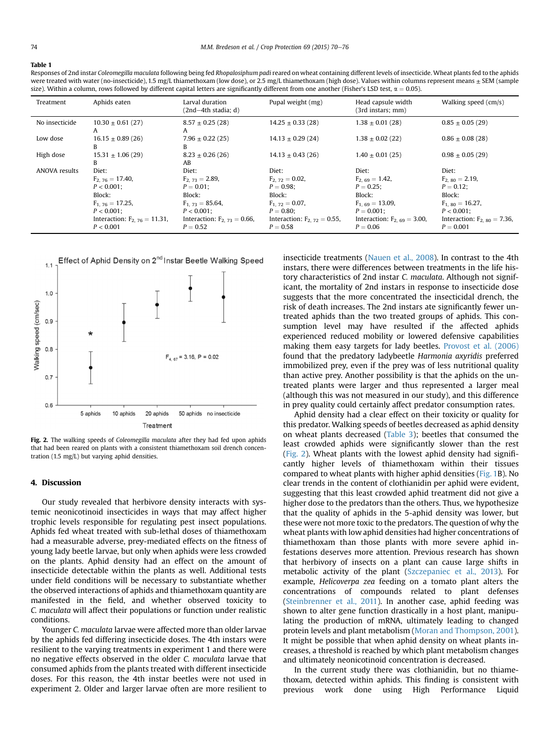**Table 1**

Responses of 2nd instar *Coleomegilla maculata* following being fed *Rhopalosiphum padi* reared on wheat containing different levels of insecticide. Wheat plants fed to the aphids were treated with water (no-insecticide), 1.5 mg/L thiamethoxam (low dose), or 2.5 mg/L thiamethoxam (high dose). Values within columns represent means ± SEM (sample size). Within a column, rows followed by different capital letters are significantly different from one another (Fisher's LSD test, $\alpha = 0.05$).

| Treatment | Aphids eaten | Larval duration (2nd–4th stadia; d) | Pupal weight (mg) | Head capsule width (3rd instars; mm) | Walking speed (cm/s) |
|---|---|---|---|---|---|
| No insecticide | 10.30 ± 0.61 (27) A | 8.57 ± 0.25 (28) A | 14.25 ± 0.33 (28) | 1.38 ± 0.01 (28) | 0.85 ± 0.05 (29) |
| Low dose | 16.15 ± 0.89 (26) B | 7.96 ± 0.22 (25) B | 14.13 ± 0.29 (24) | 1.38 ± 0.02 (22) | 0.86 ± 0.08 (28) |
| High dose | 15.31 ± 1.06 (29) B | 8.23 ± 0.26 (26) AB | 14.13 ± 0.43 (26) | 1.40 ± 0.01 (25) | 0.98 ± 0.05 (29) |
| ANOVA results | Diet: $F_{2,76} = 17.40$, $P < 0.001$; Block: $F_{1,76} = 17.25$, $P < 0.001$; Interaction: $F_{2,76} = 11.31$, $P < 0.001$ | Diet: $F_{2,73} = 2.89$, $P = 0.01$; Block: $F_{1,73} = 85.64$, $P < 0.001$; Interaction: $F_{2,73} = 0.66$, $P = 0.52$ | Diet: $F_{2,72} = 0.02$, $P = 0.98$; Block: $F_{1,72} = 0.07$, $P = 0.80$; Interaction: $F_{2,72} = 0.55$, $P = 0.58$ | Diet: $F_{2,69} = 1.42$, $P = 0.25$; Block: $F_{1,69} = 13.09$, $P = 0.001$; Interaction: $F_{2,69} = 3.00$, $P = 0.06$ | Diet: $F_{2,80} = 2.19$, $P = 0.12$; Block: $F_{1,80} = 16.27$, $P < 0.001$; Interaction: $F_{2,80} = 7.36$, $P = 0.001$ |

**Fig. 2.** The walking speeds of *Coleomegilla maculata* after they had fed upon aphids that had been reared on plants with a consistent thiamethoxam soil drench concentration (1.5 mg/L) but varying aphid densities.

## 4. Discussion

Our study revealed that herbivore density interacts with systemic neonicotinoid insecticides in ways that may affect higher trophic levels responsible for regulating pest insect populations. Aphids fed wheat treated with sub-lethal doses of thiamethoxam had a measurable adverse, prey-mediated effects on the fitness of young lady beetle larvae, but only when aphids were less crowded on the plants. Aphid density had an effect on the amount of insecticide detectable within the plants as well. Additional tests under field conditions will be necessary to substantiate whether the observed interactions of aphids and thiamethoxam quantity are manifested in the field, and whether observed toxicity to *C. maculata* will affect their populations or function under realistic conditions.

Younger *C. maculata* larvae were affected more than older larvae by the aphids fed differing insecticide doses. The 4th instars were resilient to the varying treatments in experiment 1 and there were no negative effects observed in the older *C. maculata* larvae that consumed aphids from the plants treated with different insecticide doses. For this reason, the 4th instar beetles were not used in experiment 2. Older and larger larvae often are more resilient to insecticide treatments (Nauen et al., 2008). In contrast to the 4th instars, there were differences between treatments in the life history characteristics of 2nd instar *C. maculata*. Although not significant, the mortality of 2nd instars in response to insecticide dose suggests that the more concentrated the insecticidal drench, the risk of death increases. The 2nd instars ate significantly fewer untreated aphids than the two treated groups of aphids. This consumption level may have resulted if the affected aphids experienced reduced mobility or lowered defensive capabilities making them easy targets for lady beetles. Provost et al. (2006) found that the predatory ladybeetle *Harmonia axyridis* preferred immobilized prey, even if the prey was of less nutritional quality than active prey. Another possibility is that the aphids on the untreated plants were larger and thus represented a larger meal (although this was not measured in our study), and this difference in prey quality could certainly affect predator consumption rates.

Aphid density had a clear effect on their toxicity or quality for this predator. Walking speeds of beetles decreased as aphid density on wheat plants decreased (Table 3); beetles that consumed the least crowded aphids were significantly slower than the rest (Fig. 2). Wheat plants with the lowest aphid density had significantly higher levels of thiamethoxam within their tissues compared to wheat plants with higher aphid densities (Fig. 1B). No clear trends in the content of clothianidin per aphid were evident, suggesting that this least crowded aphid treatment did not give a higher dose to the predators than the others. Thus, we hypothesize that the quality of aphids in the 5-aphid density was lower, but these were not more toxic to the predators. The question of why the wheat plants with low aphid densities had higher concentrations of thiamethoxam than those plants with more severe aphid infestations deserves more attention. Previous research has shown that herbivory of insects on a plant can cause large shifts in metabolic activity of the plant (Szczepaniec et al., 2013). For example, *Helicoverpa zea* feeding on a tomato plant alters the concentrations of compounds related to plant defenses (Steinbrenner et al., 2011). In another case, aphid feeding was shown to alter gene function drastically in a host plant, manipulating the production of mRNA, ultimately leading to changed protein levels and plant metabolism (Moran and Thompson, 2001). It might be possible that when aphid density on wheat plants increases, a threshold is reached by which plant metabolism changes and ultimately neonicotinoid concentration is decreased.

In the current study there was clothianidin, but no thiamethoxam, detected within aphids. This finding is consistent with previous work done using High Performance Liquid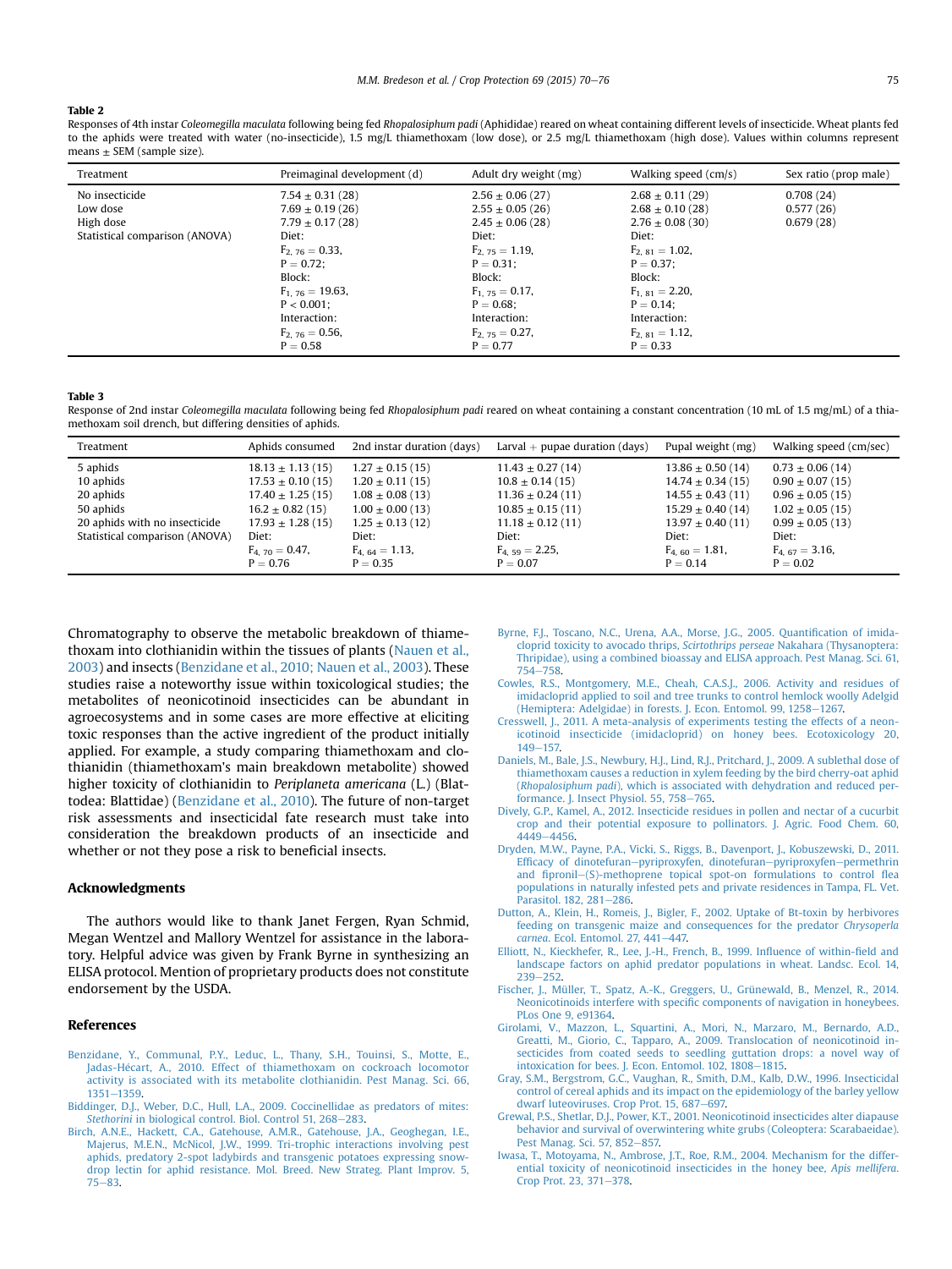**Table 2**

Responses of 4th instar *Coleomegilla maculata* following being fed *Rhopalosiphum padi* (Aphididae) reared on wheat containing different levels of insecticide. Wheat plants fed to the aphids were treated with water (no-insecticide), 1.5 mg/L thiamethoxam (low dose), or 2.5 mg/L thiamethoxam (high dose). Values within columns represent means ± SEM (sample size).

| Treatment | Preimaginal development (d) | Adult dry weight (mg) | Walking speed (cm/s) | Sex ratio (prop male) |
|---|---|---|---|---|
| No insecticide | 7.54 ± 0.31 (28) | 2.56 ± 0.06 (27) | 2.68 ± 0.11 (29) | 0.708 (24) |
| Low dose | 7.69 ± 0.19 (26) | 2.55 ± 0.05 (26) | 2.68 ± 0.10 (28) | 0.577 (26) |
| High dose | 7.79 ± 0.17 (28) | 2.45 ± 0.06 (28) | 2.76 ± 0.08 (30) | 0.679 (28) |
| Statistical comparison (ANOVA) | Diet: $F_{2,76} = 0.33$, $P = 0.72$; Block: $F_{1,76} = 19.63$, $P < 0.001$; Interaction: $F_{2,76} = 0.56$, $P = 0.58$ | Diet: $F_{2,75} = 1.19$, $P = 0.31$; Block: $F_{1,75} = 0.17$, $P = 0.68$; Interaction: $F_{2,75} = 0.27$, $P = 0.77$ | Diet: $F_{2,81} = 1.02$, $P = 0.37$; Block: $F_{1,81} = 2.20$, $P = 0.14$; Interaction: $F_{2,81} = 1.12$, $P = 0.33$ | |

**Table 3**

Response of 2nd instar *Coleomegilla maculata* following being fed *Rhopalosiphum padi* reared on wheat containing a constant concentration (10 mL of 1.5 mg/mL) of a thiamethoxam soil drench, but differing densities of aphids.

| Treatment | Aphids consumed | 2nd instar duration (days) | Larval + pupae duration (days) | Pupal weight (mg) | Walking speed (cm/sec) |
|---|---|---|---|---|---|
| 5 aphids | 18.13 ± 1.13 (15) | 1.27 ± 0.15 (15) | 11.43 ± 0.27 (14) | 13.86 ± 0.50 (14) | 0.73 ± 0.06 (14) |
| 10 aphids | 17.53 ± 0.10 (15) | 1.20 ± 0.11 (15) | 10.8 ± 0.14 (15) | 14.74 ± 0.34 (15) | 0.90 ± 0.07 (15) |
| 20 aphids | 17.40 ± 1.25 (15) | 1.08 ± 0.08 (13) | 11.36 ± 0.24 (11) | 14.55 ± 0.43 (11) | 0.96 ± 0.05 (15) |
| 50 aphids | 16.2 ± 0.82 (15) | 1.00 ± 0.00 (13) | 10.85 ± 0.15 (11) | 15.29 ± 0.40 (14) | 1.02 ± 0.05 (15) |
| 20 aphids with no insecticide | 17.93 ± 1.28 (15) | 1.25 ± 0.13 (12) | 11.18 ± 0.12 (11) | 13.97 ± 0.40 (11) | 0.99 ± 0.05 (13) |
| Statistical comparison (ANOVA) | Diet: $F_{4,70} = 0.47$, $P = 0.76$ | Diet: $F_{4,64} = 1.13$, $P = 0.35$ | Diet: $F_{4,59} = 2.25$, $P = 0.07$ | Diet: $F_{4,60} = 1.81$, $P = 0.14$ | Diet: $F_{4,67} = 3.16$, $P = 0.02$ |

Chromatography to observe the metabolic breakdown of thiamethoxam into clothianidin within the tissues of plants (Nauen et al., 2003) and insects (Benzidane et al., 2010; Nauen et al., 2003). These studies raise a noteworthy issue within toxicological studies; the metabolites of neonicotinoid insecticides can be abundant in agroecosystems and in some cases are more effective at eliciting toxic responses than the active ingredient of the product initially applied. For example, a study comparing thiamethoxam and clothianidin (thiamethoxam's main breakdown metabolite) showed higher toxicity of clothianidin to *Periplaneta americana* (L.) (Blattodea: Blattidae) (Benzidane et al., 2010). The future of non-target risk assessments and insecticidal fate research must take into consideration the breakdown products of an insecticide and whether or not they pose a risk to beneficial insects.

## Acknowledgments

The authors would like to thank Janet Fergen, Ryan Schmid, Megan Wentzel and Mallory Wentzel for assistance in the laboratory. Helpful advice was given by Frank Byrne in synthesizing an ELISA protocol. Mention of proprietary products does not constitute endorsement by the USDA.

## References

Benzidane, Y., Communal, P.Y., Leduc, L., Thany, S.H., Touinsi, S., Motte, E., Jadas-Hécart, A., 2010. Effect of thiamethoxam on cockroach locomotor activity is associated with its metabolite clothianidin. Pest Manag. Sci. 66, 1351–1359.

Biddinger, D.J., Weber, D.C., Hull, L.A., 2009. Coccinellidae as predators of mites: *Stethorini* in biological control. Biol. Control 51, 268–283.

Birch, A.N.E., Hackett, C.A., Gatehouse, A.M.R., Gatehouse, J.A., Geoghegan, I.E., Majerus, M.E.N., McNicol, J.W., 1999. Tri-trophic interactions involving pest aphids, predatory 2-spot ladybirds and transgenic potatoes expressing snowdrop lectin for aphid resistance. Mol. Breed. New Strateg. Plant Improv. 5, 75–83.

Byrne, F.J., Toscano, N.C., Urena, A.A., Morse, J.G., 2005. Quantification of imidacloprid toxicity to avocado thrips, *Scirtothrips perseae* Nakahara (Thysanoptera: Thripidae), using a combined bioassay and ELISA approach. Pest Manag. Sci. 61, 754–758.

Cowles, R.S., Montgomery, M.E., Cheah, C.A.S.J., 2006. Activity and residues of imidacloprid applied to soil and tree trunks to control hemlock woolly Adelgid (Hemiptera: Adelgidae) in forests. J. Econ. Entomol. 99, 1258–1267.

Cresswell, J., 2011. A meta-analysis of experiments testing the effects of a neonicotinoid insecticide (imidacloprid) on honey bees. Ecotoxicology 20, 149–157.

Daniels, M., Bale, J.S., Newbury, H.J., Lind, R.J., Pritchard, J., 2009. A sublethal dose of thiamethoxam causes a reduction in xylem feeding by the bird cherry-oat aphid (*Rhopalosiphum padi*), which is associated with dehydration and reduced performance. J. Insect Physiol. 55, 758–765.

Dively, G.P., Kamel, A., 2012. Insecticide residues in pollen and nectar of a cucurbit crop and their potential exposure to pollinators. J. Agric. Food Chem. 60, 4449–4456.

Dryden, M.W., Payne, P.A., Vicki, S., Riggs, B., Davenport, J., Kobuszewski, D., 2011. Efficacy of dinotefuran–pyriproxyfen, dinotefuran–pyriproxyfen–permethrin and fipronil–(S)-methoprene topical spot-on formulations to control flea populations in naturally infested pets and private residences in Tampa, FL. Vet. Parasitol. 182, 281–286.

Dutton, A., Klein, H., Romeis, J., Bigler, F., 2002. Uptake of Bt-toxin by herbivores feeding on transgenic maize and consequences for the predator *Chrysoperla carnea*. Ecol. Entomol. 27, 441–447.

Elliott, N., Kieckhefer, R., Lee, J.-H., French, B., 1999. Influence of within-field and landscape factors on aphid predator populations in wheat. Landsc. Ecol. 14, 239–252.

Fischer, J., Müller, T., Spatz, A.-K., Greggers, U., Grünewald, B., Menzel, R., 2014. Neonicotinoids interfere with specific components of navigation in honeybees. PLos One 9, e91364.

Girolami, V., Mazzon, L., Squartini, A., Mori, N., Marzaro, M., Bernardo, A.D., Greatti, M., Giorio, C., Tapparo, A., 2009. Translocation of neonicotinoid insecticides from coated seeds to seedling guttation drops: a novel way of intoxication for bees. J. Econ. Entomol. 102, 1808–1815.

Gray, S.M., Bergstrom, G.C., Vaughan, R., Smith, D.M., Kalb, D.W., 1996. Insecticidal control of cereal aphids and its impact on the epidemiology of the barley yellow dwarf luteoviruses. Crop Prot. 15, 687–697.

Grewal, P.S., Shetlar, D.J., Power, K.T., 2001. Neonicotinoid insecticides alter diapause behavior and survival of overwintering white grubs (Coleoptera: Scarabaeidae). Pest Manag. Sci. 57, 852–857.

Iwasa, T., Motoyama, N., Ambrose, J.T., Roe, R.M., 2004. Mechanism for the differential toxicity of neonicotinoid insecticides in the honey bee, *Apis mellifera*. Crop Prot. 23, 371–378.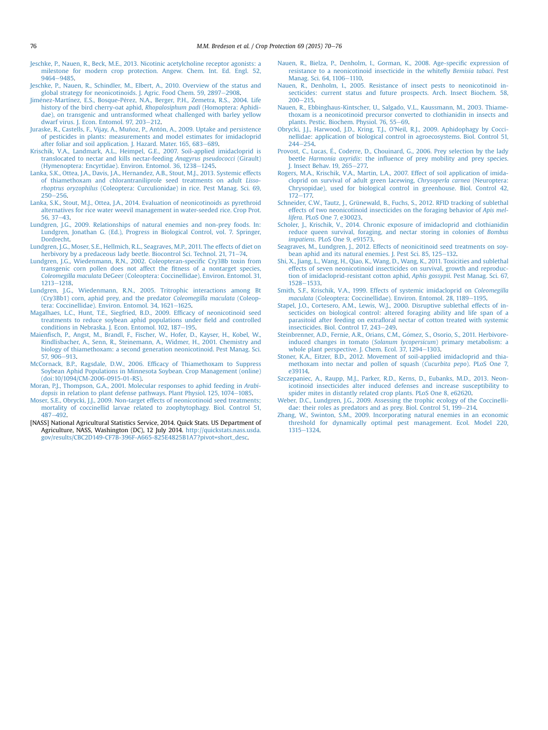Jeschke, P., Nauen, R., Beck, M.E., 2013. Nicotinic acetylcholine receptor agonists: a milestone for modern crop protection. Angew. Chem. Int. Ed. Engl. 52, 9464–9485.

Jeschke, P., Nauen, R., Schindler, M., Elbert, A., 2010. Overview of the status and global strategy for neonicotinoids. J. Agric. Food Chem. 59, 2897–2908.

Jiménez-Martínez, E.S., Bosque-Pérez, N.A., Berger, P.H., Zemetra, R.S., 2004. Life history of the bird cherry-oat aphid, *Rhopalosiphum padi* (Homoptera: Aphididae), on transgenic and untransformed wheat challenged with barley yellow dwarf virus. J. Econ. Entomol. 97, 203–212.

Juraske, R., Castells, F., Vijay, A., Muñoz, P., Antón, A., 2009. Uptake and persistence of pesticides in plants: measurements and model estimates for imidacloprid after foliar and soil application. J. Hazard. Mater. 165, 683–689.

Krischik, V.A., Landmark, A.L., Heimpel, G.E., 2007. Soil-applied imidacloprid is translocated to nectar and kills nectar-feeding *Anagyrus pseudococci* (Girault) (Hymenoptera: Encyrtidae). Environ. Entomol. 36, 1238–1245.

Lanka, S.K., Ottea, J.A., Davis, J.A., Hernandez, A.B., Stout, M.J., 2013. Systemic effects of thiamethoxam and chlorantraniliprole seed treatments on adult *Lissorhoptrus oryzophilus* (Coleoptera: Curculionidae) in rice. Pest Manag. Sci. 69, 250–256.

Lanka, S.K., Stout, M.J., Ottea, J.A., 2014. Evaluation of neonicotinoids as pyrethroid alternatives for rice water weevil management in water-seeded rice. Crop Prot. 56, 37–43.

Lundgren, J.G., 2009. Relationships of natural enemies and non-prey foods. In: Lundgren, Jonathan G. (Ed.), Progress in Biological Control, vol. 7. Springer, Dordrecht.

Lundgren, J.G., Moser, S.E., Hellmich, R.L., Seagraves, M.P., 2011. The effects of diet on herbivory by a predaceous lady beetle. Biocontrol Sci. Technol. 21, 71–74.

Lundgren, J.G., Wiedenmann, R.N., 2002. Coleopteran-specific Cry3Bb toxin from transgenic corn pollen does not affect the fitness of a nontarget species, *Coleomegilla maculata* DeGeer (Coleoptera: Coccinellidae). Environ. Entomol. 31, 1213–1218.

Lundgren, J.G., Wiedenmann, R.N., 2005. Tritrophic interactions among Bt (Cry3Bb1) corn, aphid prey, and the predator *Coleomegilla maculata* (Coleoptera: Coccinellidae). Environ. Entomol. 34, 1621–1625.

Magalhaes, L.C., Hunt, T.E., Siegfried, B.D., 2009. Efficacy of neonicotinoid seed treatments to reduce soybean aphid populations under field and controlled conditions in Nebraska. J. Econ. Entomol. 102, 187–195.

Maienfisch, P., Angst, M., Brandl, F., Fischer, W., Hofer, D., Kayser, H., Kobel, W., Rindlisbacher, A., Senn, R., Steinemann, A., Widmer, H., 2001. Chemistry and biology of thiamethoxam: a second generation neonicotinoid. Pest Manag. Sci. 57, 906–913.

McCornack, B.P., Ragsdale, D.W., 2006. Efficacy of Thiamethoxam to Suppress Soybean Aphid Populations in Minnesota Soybean. Crop Management (online) (doi:10/1094/CM-2006-0915-01-RS).

Moran, P.J., Thompson, G.A., 2001. Molecular responses to aphid feeding in *Arabidopsis* in relation to plant defense pathways. Plant Physiol. 125, 1074–1085.

Moser, S.E., Obrycki, J.J., 2009. Non-target effects of neonicotinoid seed treatments; mortality of coccinellid larvae related to zoophytophagy. Biol. Control 51, 487–492.

[NASS] National Agricultural Statistics Service, 2014. Quick Stats. US Department of Agriculture, NASS, Washington (DC), 12 July 2014. http://quickstats.nass.usda.gov/results/CBC2D149-CF7B-396F-A665-825E4825B1A7?pivot=short_desc.

Nauen, R., Bielza, P., Denholm, I., Gorman, K., 2008. Age-specific expression of resistance to a neonicotinoid insecticide in the whitefly *Bemisia tabaci*. Pest Manag. Sci. 64, 1106–1110.

Nauen, R., Denholm, I., 2005. Resistance of insect pests to neonicotinoid insecticides: current status and future prospects. Arch. Insect Biochem. 58, 200–215.

Nauen, R., Ebbinghaus-Kintscher, U., Salgado, V.L., Kaussmann, M., 2003. Thiamethoxam is a neonicotinoid precursor converted to clothianidin in insects and plants. Pestic. Biochem. Physiol. 76, 55–69.

Obrycki, J.J., Harwood, J.D., Kring, T.J., O'Neil, R.J., 2009. Aphidophagy by Coccinellidae: application of biological control in agroecosystems. Biol. Control 51, 244–254.

Provost, C., Lucas, É., Coderre, D., Chouinard, G., 2006. Prey selection by the lady beetle *Harmonia axyridis*: the influence of prey mobility and prey species. J. Insect Behav. 19, 265–277.

Rogers, M.A., Krischik, V.A., Martin, L.A., 2007. Effect of soil application of imidacloprid on survival of adult green lacewing, *Chrysoperla carnea* (Neuroptera: Chrysopidae), used for biological control in greenhouse. Biol. Control 42, 172–177.

Schneider, C.W., Tautz, J., Grünewald, B., Fuchs, S., 2012. RFID tracking of sublethal effects of two neonicotinoid insecticides on the foraging behavior of *Apis mellifera*. PLoS One 7, e30023.

Scholer, J., Krischik, V., 2014. Chronic exposure of imidacloprid and clothianidin reduce queen survival, foraging, and nectar storing in colonies of *Bombus impatiens*. PLoS One 9, e91573.

Seagraves, M., Lundgren, J., 2012. Effects of neonicitinoid seed treatments on soybean aphid and its natural enemies. J. Pest Sci. 85, 125–132.

Shi, X., Jiang, L., Wang, H., Qiao, K., Wang, D., Wang, K., 2011. Toxicities and sublethal effects of seven neonicotinoid insecticides on survival, growth and reproduction of imidacloprid-resistant cotton aphid, *Aphis gossypii*. Pest Manag. Sci. 67, 1528–1533.

Smith, S.F., Krischik, V.A., 1999. Effects of systemic imidacloprid on *Coleomegilla maculata* (Coleoptera: Coccinellidae). Environ. Entomol. 28, 1189–1195.

Stapel, J.O., Cortesero, A.M., Lewis, W.J., 2000. Disruptive sublethal effects of insecticides on biological control: altered foraging ability and life span of a parasitoid after feeding on extrafloral nectar of cotton treated with systemic insecticides. Biol. Control 17, 243–249.

Steinbrenner, A.D., Fernie, A.R., Orians, C.M., Gómez, S., Osorio, S., 2011. Herbivore-induced changes in tomato (*Solanum lycopersicum*) primary metabolism: a whole plant perspective. J. Chem. Ecol. 37, 1294–1303.

Stoner, K.A., Eitzer, B.D., 2012. Movement of soil-applied imidacloprid and thiamethoxam into nectar and pollen of squash (*Cucurbita pepo*). PLoS One 7, e39114.

Szczepaniec, A., Raupp, M.J., Parker, R.D., Kerns, D., Eubanks, M.D., 2013. Neonicotinoid insecticides alter induced defenses and increase susceptibility to spider mites in distantly related crop plants. PLoS One 8, e62620.

Weber, D.C., Lundgren, J.G., 2009. Assessing the trophic ecology of the Coccinellidae: their roles as predators and as prey. Biol. Control 51, 199–214.

Zhang, W., Swinton, S.M., 2009. Incorporating natural enemies in an economic threshold for dynamically optimal pest management. Ecol. Model 220, 1315–1324.